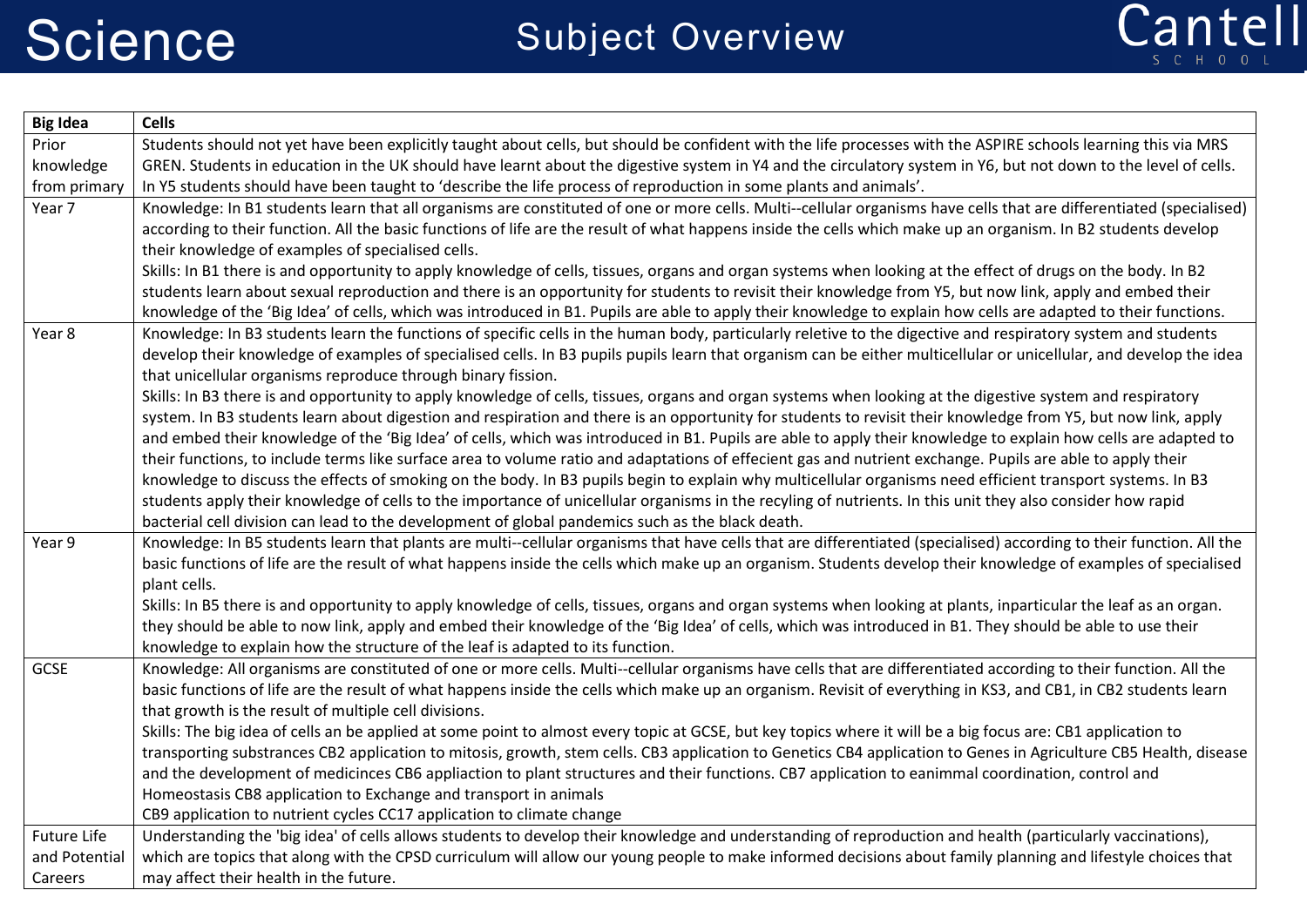# Science

## Subject Overview

| Big Idea | Cells |
|---|---|
| Prior knowledge from primary | Students should not yet have been explicitly taught about cells, but should be confident with the life processes with the ASPIRE schools learning this via MRS GREN. Students in education in the UK should have learnt about the digestive system in Y4 and the circulatory system in Y6, but not down to the level of cells. In Y5 students should have been taught to 'describe the life process of reproduction in some plants and animals'. |
| Year 7 | Knowledge: In B1 students learn that all organisms are constituted of one or more cells. Multi--cellular organisms have cells that are differentiated (specialised) according to their function. All the basic functions of life are the result of what happens inside the cells which make up an organism. In B2 students develop their knowledge of examples of specialised cells.<br>Skills: In B1 there is and opportunity to apply knowledge of cells, tissues, organs and organ systems when looking at the effect of drugs on the body. In B2 students learn about sexual reproduction and there is an opportunity for students to revisit their knowledge from Y5, but now link, apply and embed their knowledge of the 'Big Idea' of cells, which was introduced in B1. Pupils are able to apply their knowledge to explain how cells are adapted to their functions. |
| Year 8 | Knowledge: In B3 students learn the functions of specific cells in the human body, particularly reletive to the digective and respiratory system and students develop their knowledge of examples of specialised cells. In B3 pupils pupils learn that organism can be either multicellular or unicellular, and develop the idea that unicellular organisms reproduce through binary fission.<br>Skills: In B3 there is and opportunity to apply knowledge of cells, tissues, organs and organ systems when looking at the digestive system and respiratory system. In B3 students learn about digestion and respiration and there is an opportunity for students to revisit their knowledge from Y5, but now link, apply and embed their knowledge of the 'Big Idea' of cells, which was introduced in B1. Pupils are able to apply their knowledge to explain how cells are adapted to their functions, to include terms like surface area to volume ratio and adaptations of effecient gas and nutrient exchange. Pupils are able to apply their knowledge to discuss the effects of smoking on the body. In B3 pupils begin to explain why multicellular organisms need efficient transport systems. In B3 students apply their knowledge of cells to the importance of unicellular organisms in the recyling of nutrients. In this unit they also consider how rapid bacterial cell division can lead to the development of global pandemics such as the black death. |
| Year 9 | Knowledge: In B5 students learn that plants are multi--cellular organisms that have cells that are differentiated (specialised) according to their function. All the basic functions of life are the result of what happens inside the cells which make up an organism. Students develop their knowledge of examples of specialised plant cells.<br>Skills: In B5 there is and opportunity to apply knowledge of cells, tissues, organs and organ systems when looking at plants, inparticular the leaf as an organ. they should be able to now link, apply and embed their knowledge of the 'Big Idea' of cells, which was introduced in B1. They should be able to use their knowledge to explain how the structure of the leaf is adapted to its function. |
| GCSE | Knowledge: All organisms are constituted of one or more cells. Multi--cellular organisms have cells that are differentiated according to their function. All the basic functions of life are the result of what happens inside the cells which make up an organism. Revisit of everything in KS3, and CB1, in CB2 students learn that growth is the result of multiple cell divisions.<br>Skills: The big idea of cells an be applied at some point to almost every topic at GCSE, but key topics where it will be a big focus are: CB1 application to transporting substances CB2 application to mitosis, growth, stem cells. CB3 application to Genetics CB4 application to Genes in Agriculture CB5 Health, disease and the development of medicinces CB6 appliaction to plant structures and their functions. CB7 application to eanimmal coordination, control and Homeostasis CB8 application to Exchange and transport in animals<br>CB9 application to nutrient cycles CC17 application to climate change |
| Future Life and Potential Careers | Understanding the 'big idea' of cells allows students to develop their knowledge and understanding of reproduction and health (particularly vaccinations), which are topics that along with the CPSD curriculum will allow our young people to make informed decisions about family planning and lifestyle choices that may affect their health in the future. |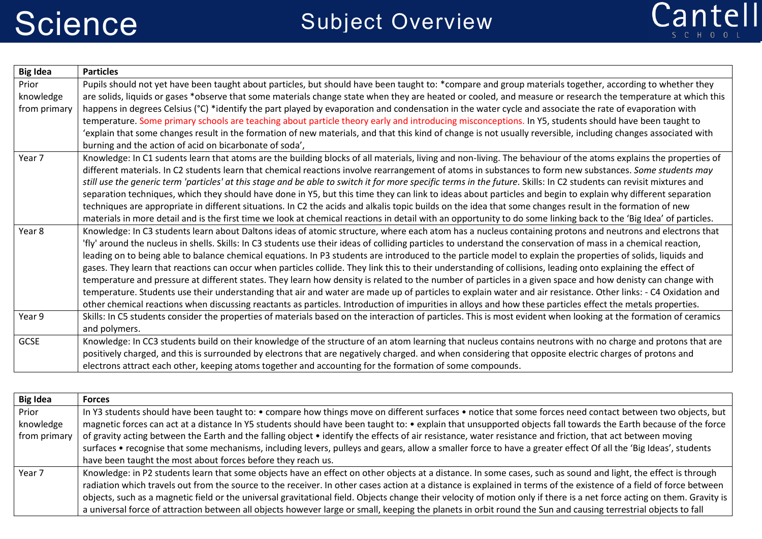# Science

## Subject Overview

| Big Idea | Particles |
|---|---|
| Prior knowledge from primary | Pupils should not yet have been taught about particles, but should have been taught to: *compare and group materials together, according to whether they are solids, liquids or gases *observe that some materials change state when they are heated or cooled, and measure or research the temperature at which this happens in degrees Celsius (°C) *identify the part played by evaporation and condensation in the water cycle and associate the rate of evaporation with temperature. Some primary schools are teaching about particle theory early and introducing misconceptions. In Y5, students should have been taught to 'explain that some changes result in the formation of new materials, and that this kind of change is not usually reversible, including changes associated with burning and the action of acid on bicarbonate of soda', |
| Year 7 | Knowledge: In C1 sudents learn that atoms are the building blocks of all materials, living and non-living. The behaviour of the atoms explains the properties of different materials. In C2 students learn that chemical reactions involve rearrangement of atoms in substances to form new substances. *Some students may still use the generic term 'particles' at this stage and be able to switch it for more specific terms in the future*. Skills: In C2 students can revisit mixtures and separation techniques, which they should have done in Y5, but this time they can link to ideas about particles and begin to explain why different separation techniques are appropriate in different situations. In C2 the acids and alkalis topic builds on the idea that some changes result in the formation of new materials in more detail and is the first time we look at chemical reactions in detail with an opportunity to do some linking back to the 'Big Idea' of particles. |
| Year 8 | Knowledge: In C3 students learn about Daltons ideas of atomic structure, where each atom has a nucleus containing protons and neutrons and electrons that 'fly' around the nucleus in shells. Skills: In C3 students use their ideas of colliding particles to understand the conservation of mass in a chemical reaction, leading on to being able to balance chemical equations. In P3 students are introduced to the particle model to explain the properties of solids, liquids and gases. They learn that reactions can occur when particles collide. They link this to their understanding of collisions, leading onto explaining the effect of temperature and pressure at different states. They learn how density is related to the number of particles in a given space and how denisty can change with temperature. Students use their understanding that air and water are made up of particles to explain water and air resistance. Other links: - C4 Oxidation and other chemical reactions when discussing reactants as particles. Introduction of impurities in alloys and how these particles effect the metals properties. |
| Year 9 | Skills: In C5 students consider the properties of materials based on the interaction of particles. This is most evident when looking at the formation of ceramics and polymers. |
| GCSE | Knowledge: In CC3 students build on their knowledge of the structure of an atom learning that nucleus contains neutrons with no charge and protons that are positively charged, and this is surrounded by electrons that are negatively charged. and when considering that opposite electric charges of protons and electrons attract each other, keeping atoms together and accounting for the formation of some compounds. |

| Big Idea | Forces |
|---|---|
| Prior knowledge from primary | In Y3 students should have been taught to: • compare how things move on different surfaces • notice that some forces need contact between two objects, but magnetic forces can act at a distance In Y5 students should have been taught to: • explain that unsupported objects fall towards the Earth because of the force of gravity acting between the Earth and the falling object • identify the effects of air resistance, water resistance and friction, that act between moving surfaces • recognise that some mechanisms, including levers, pulleys and gears, allow a smaller force to have a greater effect Of all the 'Big Ideas', students have been taught the most about forces before they reach us. |
| Year 7 | Knowledge: in P2 students learn that some objects have an effect on other objects at a distance. In some cases, such as sound and light, the effect is through radiation which travels out from the source to the receiver. In other cases action at a distance is explained in terms of the existence of a field of force between objects, such as a magnetic field or the universal gravitational field. Objects change their velocity of motion only if there is a net force acting on them. Gravity is a universal force of attraction between all objects however large or small, keeping the planets in orbit round the Sun and causing terrestrial objects to fall |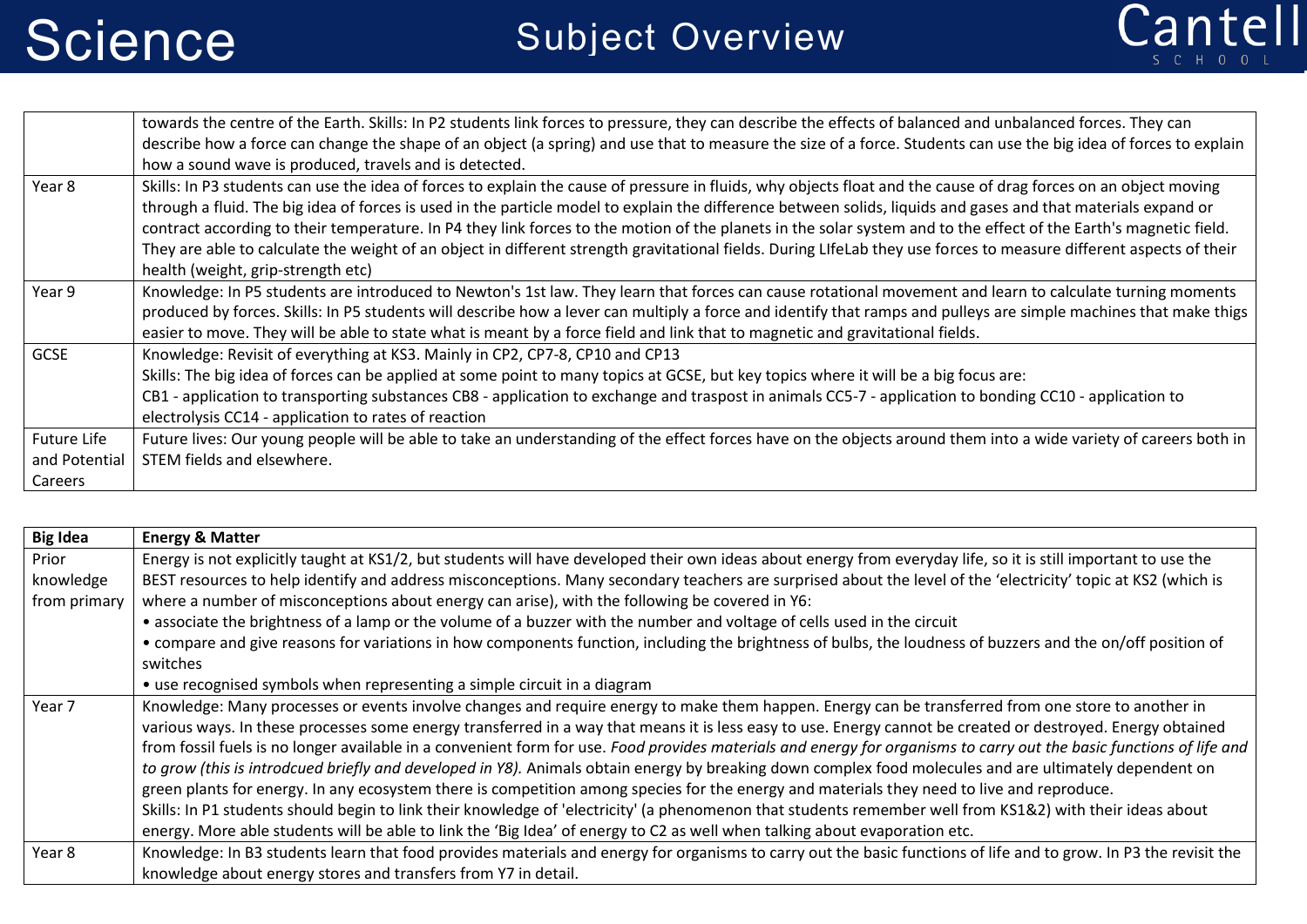| | |
|---|---|
| | towards the centre of the Earth. Skills: In P2 students link forces to pressure, they can describe the effects of balanced and unbalanced forces. They can describe how a force can change the shape of an object (a spring) and use that to measure the size of a force. Students can use the big idea of forces to explain how a sound wave is produced, travels and is detected. |
| Year 8 | Skills: In P3 students can use the idea of forces to explain the cause of pressure in fluids, why objects float and the cause of drag forces on an object moving through a fluid. The big idea of forces is used in the particle model to explain the difference between solids, liquids and gases and that materials expand or contract according to their temperature. In P4 they link forces to the motion of the planets in the solar system and to the effect of the Earth's magnetic field. They are able to calculate the weight of an object in different strength gravitational fields. During LIfeLab they use forces to measure different aspects of their health (weight, grip-strength etc) |
| Year 9 | Knowledge: In P5 students are introduced to Newton's 1st law. They learn that forces can cause rotational movement and learn to calculate turning moments produced by forces. Skills: In P5 students will describe how a lever can multiply a force and identify that ramps and pulleys are simple machines that make thigs easier to move. They will be able to state what is meant by a force field and link that to magnetic and gravitational fields. |
| GCSE | Knowledge: Revisit of everything at KS3. Mainly in CP2, CP7-8, CP10 and CP13<br>Skills: The big idea of forces can be applied at some point to many topics at GCSE, but key topics where it will be a big focus are:<br>CB1 - application to transporting substances CB8 - application to exchange and traspost in animals CC5-7 - application to bonding CC10 - application to electrolysis CC14 - application to rates of reaction |
| Future Life and Potential Careers | Future lives: Our young people will be able to take an understanding of the effect forces have on the objects around them into a wide variety of careers both in STEM fields and elsewhere. |

| **Big Idea** | **Energy & Matter** |
|---|---|
| Prior knowledge from primary | Energy is not explicitly taught at KS1/2, but students will have developed their own ideas about energy from everyday life, so it is still important to use the BEST resources to help identify and address misconceptions. Many secondary teachers are surprised about the level of the 'electricity' topic at KS2 (which is where a number of misconceptions about energy can arise), with the following be covered in Y6:<br>• associate the brightness of a lamp or the volume of a buzzer with the number and voltage of cells used in the circuit<br>• compare and give reasons for variations in how components function, including the brightness of bulbs, the loudness of buzzers and the on/off position of switches<br>• use recognised symbols when representing a simple circuit in a diagram |
| Year 7 | Knowledge: Many processes or events involve changes and require energy to make them happen. Energy can be transferred from one store to another in various ways. In these processes some energy transferred in a way that means it is less easy to use. Energy cannot be created or destroyed. Energy obtained from fossil fuels is no longer available in a convenient form for use. *Food provides materials and energy for organisms to carry out the basic functions of life and to grow (this is introdcued briefly and developed in Y8).* Animals obtain energy by breaking down complex food molecules and are ultimately dependent on green plants for energy. In any ecosystem there is competition among species for the energy and materials they need to live and reproduce.<br>Skills: In P1 students should begin to link their knowledge of 'electricity' (a phenomenon that students remember well from KS1&2) with their ideas about energy. More able students will be able to link the 'Big Idea' of energy to C2 as well when talking about evaporation etc. |
| Year 8 | Knowledge: In B3 students learn that food provides materials and energy for organisms to carry out the basic functions of life and to grow. In P3 the revisit the knowledge about energy stores and transfers from Y7 in detail. |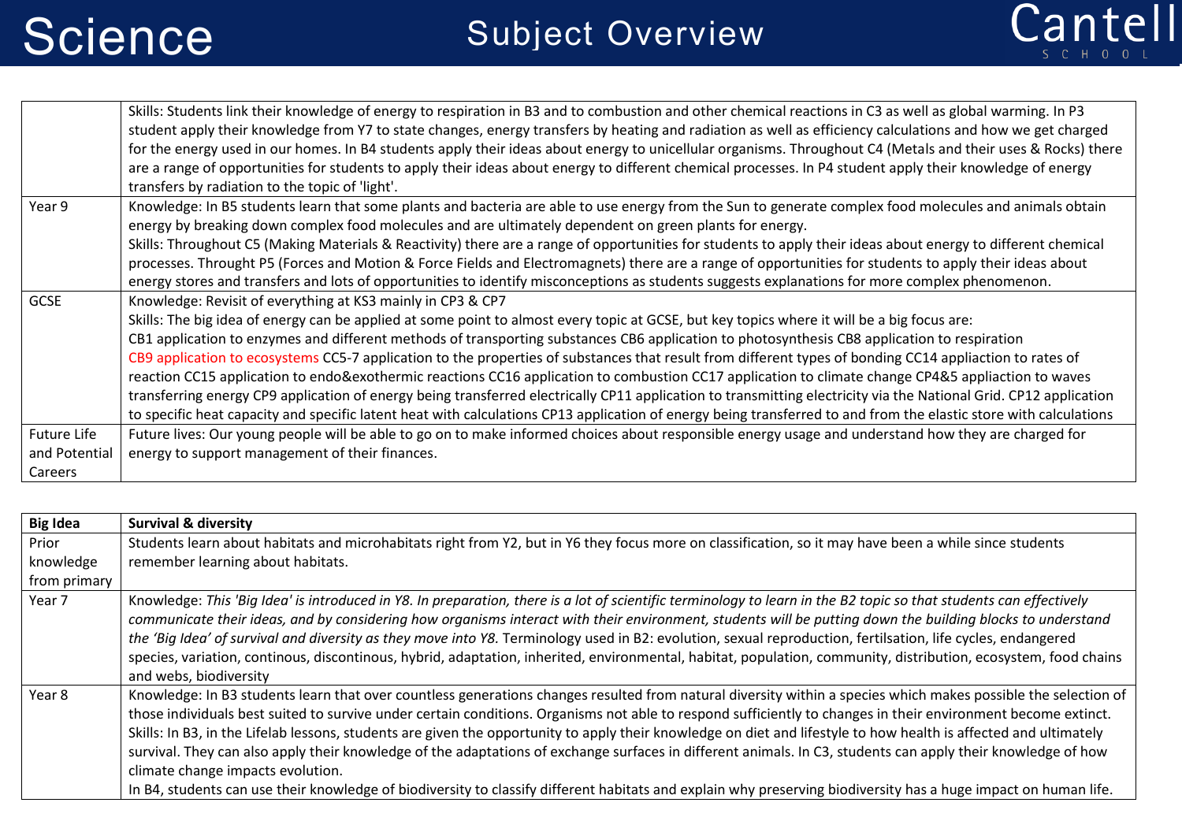| | |
|---|---|
| | Skills: Students link their knowledge of energy to respiration in B3 and to combustion and other chemical reactions in C3 as well as global warming. In P3 student apply their knowledge from Y7 to state changes, energy transfers by heating and radiation as well as efficiency calculations and how we get charged for the energy used in our homes. In B4 students apply their ideas about energy to unicellular organisms. Throughout C4 (Metals and their uses & Rocks) there are a range of opportunities for students to apply their ideas about energy to different chemical processes. In P4 student apply their knowledge of energy transfers by radiation to the topic of 'light'. |
| Year 9 | Knowledge: In B5 students learn that some plants and bacteria are able to use energy from the Sun to generate complex food molecules and animals obtain energy by breaking down complex food molecules and are ultimately dependent on green plants for energy.<br>Skills: Throughout C5 (Making Materials & Reactivity) there are a range of opportunities for students to apply their ideas about energy to different chemical processes. Throught P5 (Forces and Motion & Force Fields and Electromagnets) there are a range of opportunities for students to apply their ideas about energy stores and transfers and lots of opportunities to identify misconceptions as students suggests explanations for more complex phenomenon. |
| GCSE | Knowledge: Revisit of everything at KS3 mainly in CP3 & CP7<br>Skills: The big idea of energy can be applied at some point to almost every topic at GCSE, but key topics where it will be a big focus are:<br>CB1 application to enzymes and different methods of transporting substances CB6 application to photosynthesis CB8 application to respiration CB9 application to ecosystems CC5-7 application to the properties of substances that result from different types of bonding CC14 appliaction to rates of reaction CC15 application to endo&exothermic reactions CC16 application to combustion CC17 application to climate change CP4&5 appliaction to waves transferring energy CP9 application of energy being transferred electrically CP11 application to transmitting electricity via the National Grid. CP12 application to specific heat capacity and specific latent heat with calculations CP13 application of energy being transferred to and from the elastic store with calculations |
| Future Life and Potential Careers | Future lives: Our young people will be able to go on to make informed choices about responsible energy usage and understand how they are charged for energy to support management of their finances. |

| **Big Idea** | **Survival & diversity** |
|---|---|
| Prior knowledge from primary | Students learn about habitats and microhabitats right from Y2, but in Y6 they focus more on classification, so it may have been a while since students remember learning about habitats. |
| Year 7 | Knowledge: *This 'Big Idea' is introduced in Y8. In preparation, there is a lot of scientific terminology to learn in the B2 topic so that students can effectively communicate their ideas, and by considering how organisms interact with their environment, students will be putting down the building blocks to understand the 'Big Idea' of survival and diversity as they move into Y8.* Terminology used in B2: evolution, sexual reproduction, fertilsation, life cycles, endangered species, variation, continous, discontinous, hybrid, adaptation, inherited, environmental, habitat, population, community, distribution, ecosystem, food chains and webs, biodiversity |
| Year 8 | Knowledge: In B3 students learn that over countless generations changes resulted from natural diversity within a species which makes possible the selection of those individuals best suited to survive under certain conditions. Organisms not able to respond sufficiently to changes in their environment become extinct.<br>Skills: In B3, in the Lifelab lessons, students are given the opportunity to apply their knowledge on diet and lifestyle to how health is affected and ultimately survival. They can also apply their knowledge of the adaptations of exchange surfaces in different animals. In C3, students can apply their knowledge of how climate change impacts evolution.<br>In B4, students can use their knowledge of biodiversity to classify different habitats and explain why preserving biodiversity has a huge impact on human life. |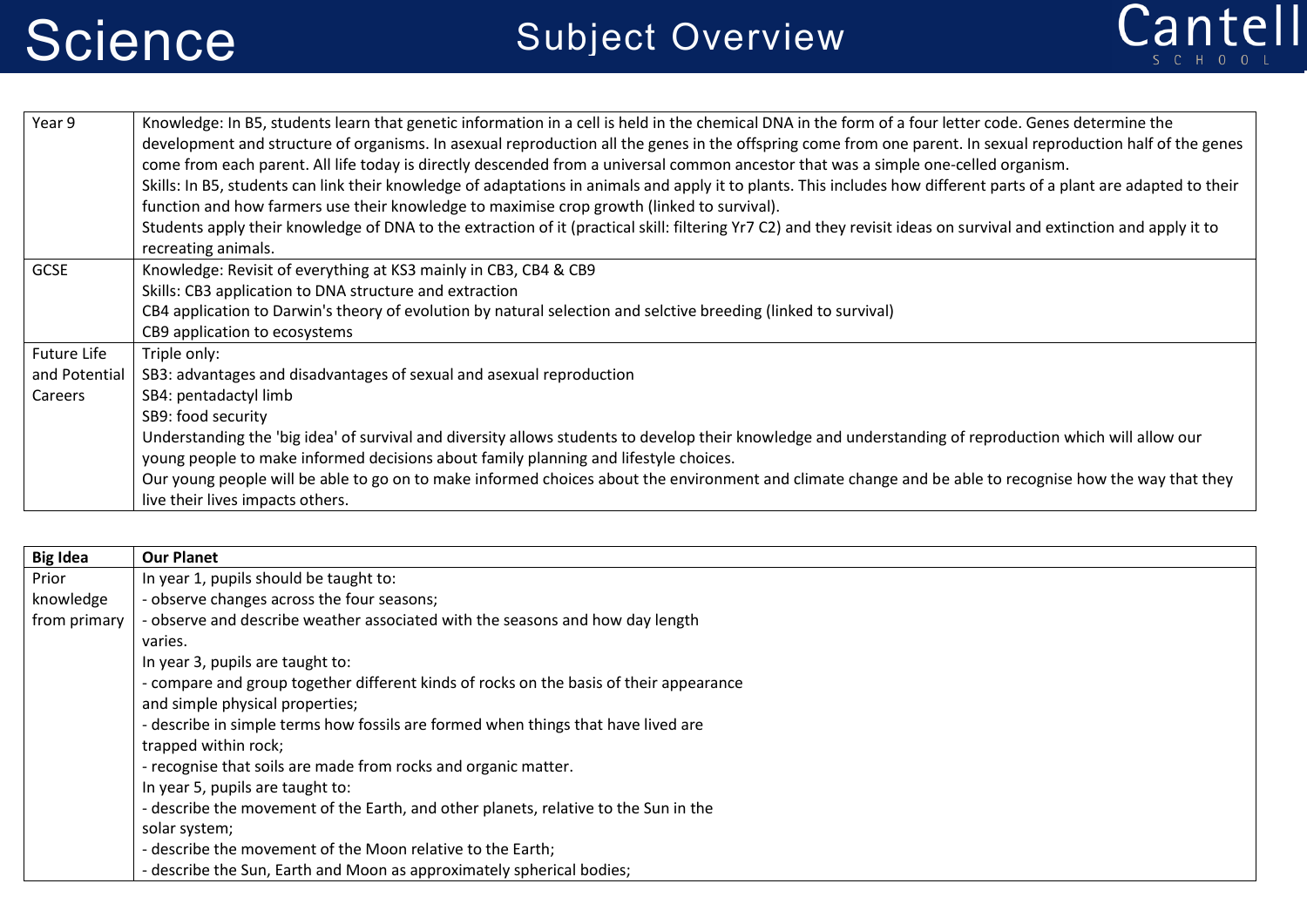# Science

## Subject Overview

| | |
|---|---|
| Year 9 | Knowledge: In B5, students learn that genetic information in a cell is held in the chemical DNA in the form of a four letter code. Genes determine the development and structure of organisms. In asexual reproduction all the genes in the offspring come from one parent. In sexual reproduction half of the genes come from each parent. All life today is directly descended from a universal common ancestor that was a simple one-celled organism.<br>Skills: In B5, students can link their knowledge of adaptations in animals and apply it to plants. This includes how different parts of a plant are adapted to their function and how farmers use their knowledge to maximise crop growth (linked to survival).<br>Students apply their knowledge of DNA to the extraction of it (practical skill: filtering Yr7 C2) and they revisit ideas on survival and extinction and apply it to recreating animals. |
| GCSE | Knowledge: Revisit of everything at KS3 mainly in CB3, CB4 & CB9<br>Skills: CB3 application to DNA structure and extraction<br>CB4 application to Darwin's theory of evolution by natural selection and selctive breeding (linked to survival)<br>CB9 application to ecosystems |
| Future Life and Potential Careers | Triple only:<br>SB3: advantages and disadvantages of sexual and asexual reproduction<br>SB4: pentadactyl limb<br>SB9: food security<br>Understanding the 'big idea' of survival and diversity allows students to develop their knowledge and understanding of reproduction which will allow our young people to make informed decisions about family planning and lifestyle choices.<br>Our young people will be able to go on to make informed choices about the environment and climate change and be able to recognise how the way that they live their lives impacts others. |

| **Big Idea** | **Our Planet** |
|---|---|
| Prior knowledge from primary | In year 1, pupils should be taught to:<br>- observe changes across the four seasons;<br>- observe and describe weather associated with the seasons and how day length varies.<br>In year 3, pupils are taught to:<br>- compare and group together different kinds of rocks on the basis of their appearance and simple physical properties;<br>- describe in simple terms how fossils are formed when things that have lived are trapped within rock;<br>- recognise that soils are made from rocks and organic matter.<br>In year 5, pupils are taught to:<br>- describe the movement of the Earth, and other planets, relative to the Sun in the solar system;<br>- describe the movement of the Moon relative to the Earth;<br>- describe the Sun, Earth and Moon as approximately spherical bodies; |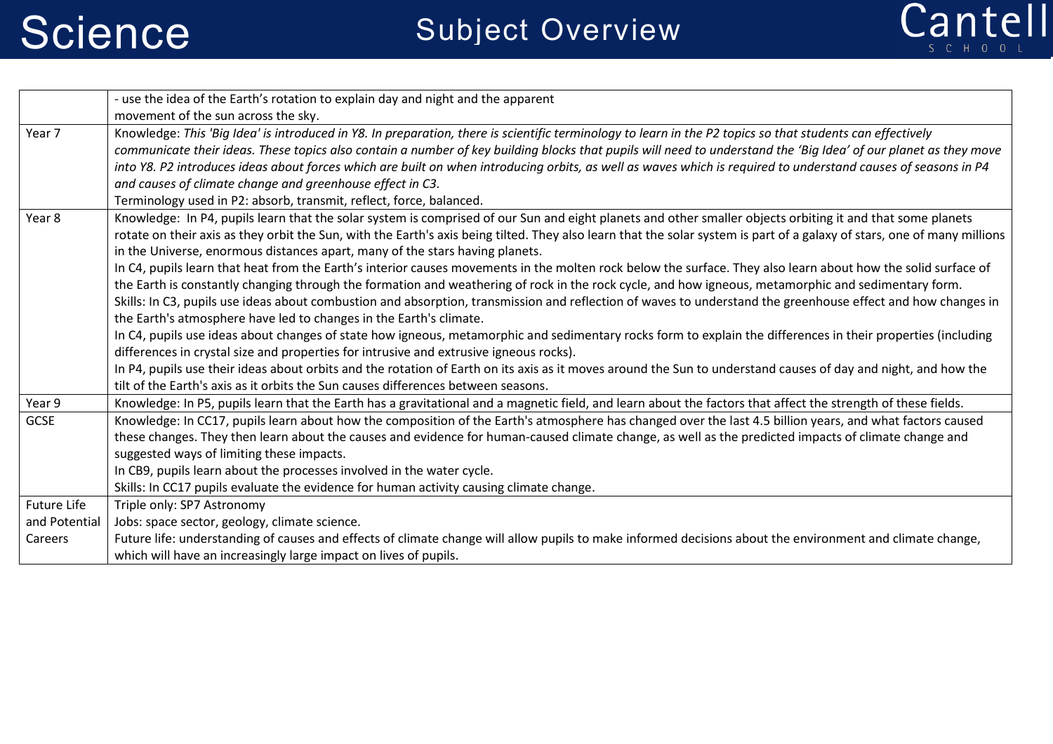| | |
|---|---|
| | - use the idea of the Earth's rotation to explain day and night and the apparent movement of the sun across the sky. |
| Year 7 | Knowledge: *This 'Big Idea' is introduced in Y8. In preparation, there is scientific terminology to learn in the P2 topics so that students can effectively communicate their ideas. These topics also contain a number of key building blocks that pupils will need to understand the 'Big Idea' of our planet as they move into Y8. P2 introduces ideas about forces which are built on when introducing orbits, as well as waves which is required to understand causes of seasons in P4 and causes of climate change and greenhouse effect in C3.*<br>Terminology used in P2: absorb, transmit, reflect, force, balanced. |
| Year 8 | Knowledge: In P4, pupils learn that the solar system is comprised of our Sun and eight planets and other smaller objects orbiting it and that some planets rotate on their axis as they orbit the Sun, with the Earth's axis being tilted. They also learn that the solar system is part of a galaxy of stars, one of many millions in the Universe, enormous distances apart, many of the stars having planets.<br>In C4, pupils learn that heat from the Earth's interior causes movements in the molten rock below the surface. They also learn about how the solid surface of the Earth is constantly changing through the formation and weathering of rock in the rock cycle, and how igneous, metamorphic and sedimentary form.<br>Skills: In C3, pupils use ideas about combustion and absorption, transmission and reflection of waves to understand the greenhouse effect and how changes in the Earth's atmosphere have led to changes in the Earth's climate.<br>In C4, pupils use ideas about changes of state how igneous, metamorphic and sedimentary rocks form to explain the differences in their properties (including differences in crystal size and properties for intrusive and extrusive igneous rocks).<br>In P4, pupils use their ideas about orbits and the rotation of Earth on its axis as it moves around the Sun to understand causes of day and night, and how the tilt of the Earth's axis as it orbits the Sun causes differences between seasons. |
| Year 9 | Knowledge: In P5, pupils learn that the Earth has a gravitational and a magnetic field, and learn about the factors that affect the strength of these fields. |
| GCSE | Knowledge: In CC17, pupils learn about how the composition of the Earth's atmosphere has changed over the last 4.5 billion years, and what factors caused these changes. They then learn about the causes and evidence for human-caused climate change, as well as the predicted impacts of climate change and suggested ways of limiting these impacts.<br>In CB9, pupils learn about the processes involved in the water cycle.<br>Skills: In CC17 pupils evaluate the evidence for human activity causing climate change. |
| Future Life and Potential Careers | Triple only: SP7 Astronomy<br>Jobs: space sector, geology, climate science.<br>Future life: understanding of causes and effects of climate change will allow pupils to make informed decisions about the environment and climate change, which will have an increasingly large impact on lives of pupils. |